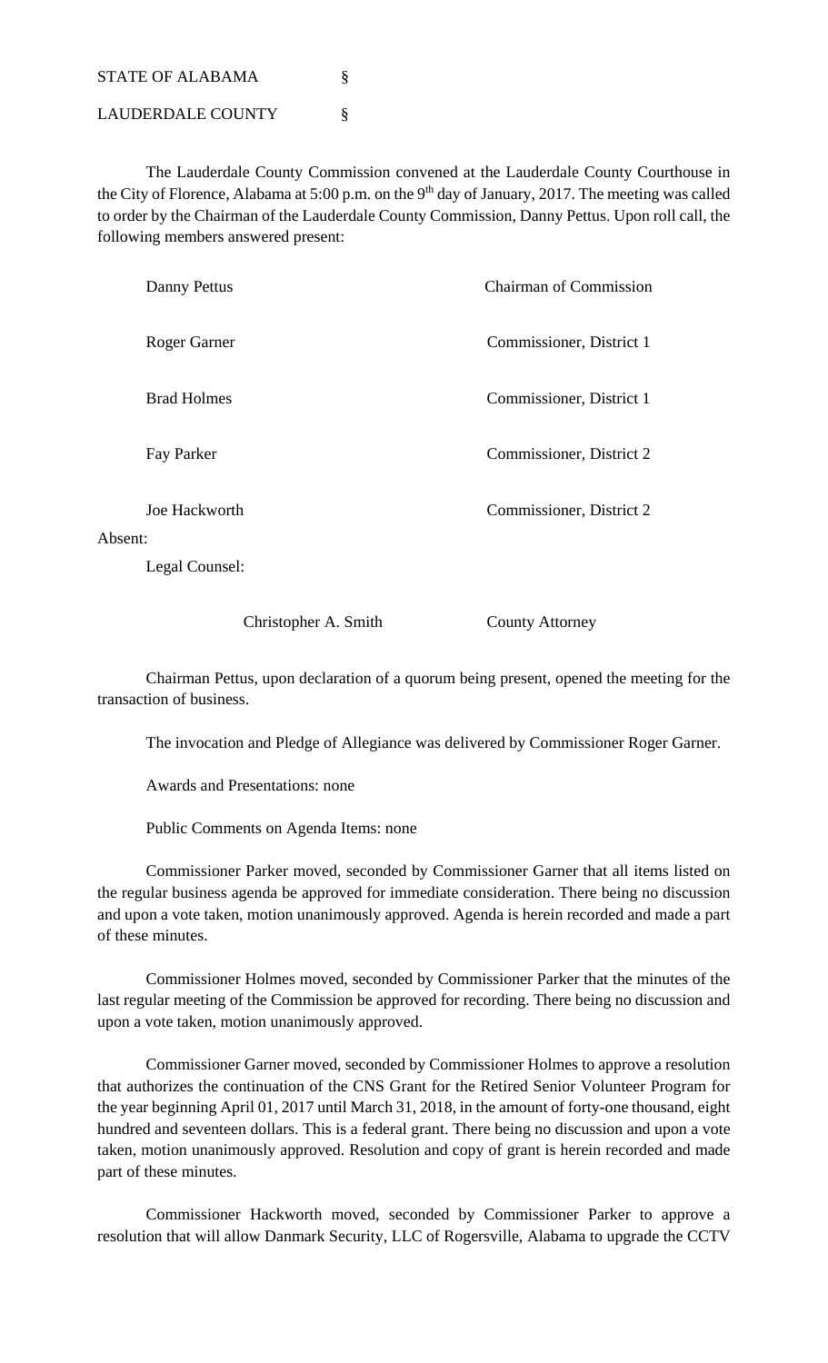STATE OF ALABAMA §

LAUDERDALE COUNTY §

The Lauderdale County Commission convened at the Lauderdale County Courthouse in the City of Florence, Alabama at 5:00 p.m. on the 9th day of January, 2017. The meeting was called to order by the Chairman of the Lauderdale County Commission, Danny Pettus. Upon roll call, the following members answered present:

| | |
|---|---|
| Danny Pettus | Chairman of Commission |
| Roger Garner | Commissioner, District 1 |
| Brad Holmes | Commissioner, District 1 |
| Fay Parker | Commissioner, District 2 |
| Joe Hackworth | Commissioner, District 2 |

Absent:

Legal Counsel:

| | |
|---|---|
| Christopher A. Smith | County Attorney |

Chairman Pettus, upon declaration of a quorum being present, opened the meeting for the transaction of business.

The invocation and Pledge of Allegiance was delivered by Commissioner Roger Garner.

Awards and Presentations: none

Public Comments on Agenda Items: none

Commissioner Parker moved, seconded by Commissioner Garner that all items listed on the regular business agenda be approved for immediate consideration. There being no discussion and upon a vote taken, motion unanimously approved. Agenda is herein recorded and made a part of these minutes.

Commissioner Holmes moved, seconded by Commissioner Parker that the minutes of the last regular meeting of the Commission be approved for recording. There being no discussion and upon a vote taken, motion unanimously approved.

Commissioner Garner moved, seconded by Commissioner Holmes to approve a resolution that authorizes the continuation of the CNS Grant for the Retired Senior Volunteer Program for the year beginning April 01, 2017 until March 31, 2018, in the amount of forty-one thousand, eight hundred and seventeen dollars. This is a federal grant. There being no discussion and upon a vote taken, motion unanimously approved. Resolution and copy of grant is herein recorded and made part of these minutes.

Commissioner Hackworth moved, seconded by Commissioner Parker to approve a resolution that will allow Danmark Security, LLC of Rogersville, Alabama to upgrade the CCTV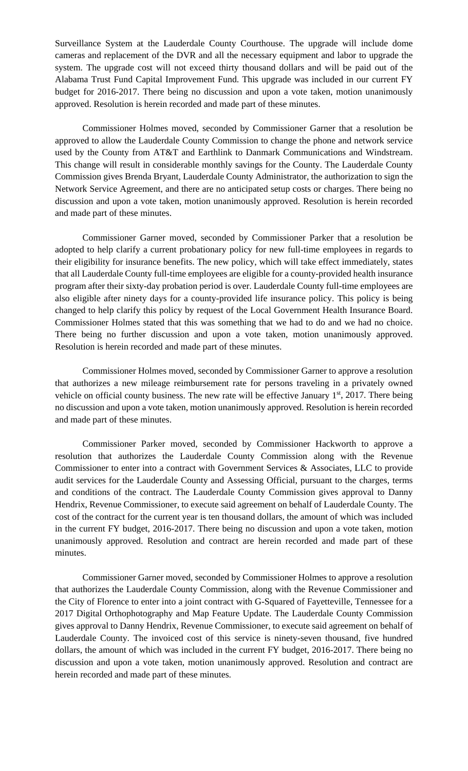Surveillance System at the Lauderdale County Courthouse. The upgrade will include dome cameras and replacement of the DVR and all the necessary equipment and labor to upgrade the system. The upgrade cost will not exceed thirty thousand dollars and will be paid out of the Alabama Trust Fund Capital Improvement Fund. This upgrade was included in our current FY budget for 2016-2017. There being no discussion and upon a vote taken, motion unanimously approved. Resolution is herein recorded and made part of these minutes.

Commissioner Holmes moved, seconded by Commissioner Garner that a resolution be approved to allow the Lauderdale County Commission to change the phone and network service used by the County from AT&T and Earthlink to Danmark Communications and Windstream. This change will result in considerable monthly savings for the County. The Lauderdale County Commission gives Brenda Bryant, Lauderdale County Administrator, the authorization to sign the Network Service Agreement, and there are no anticipated setup costs or charges. There being no discussion and upon a vote taken, motion unanimously approved. Resolution is herein recorded and made part of these minutes.

Commissioner Garner moved, seconded by Commissioner Parker that a resolution be adopted to help clarify a current probationary policy for new full-time employees in regards to their eligibility for insurance benefits. The new policy, which will take effect immediately, states that all Lauderdale County full-time employees are eligible for a county-provided health insurance program after their sixty-day probation period is over. Lauderdale County full-time employees are also eligible after ninety days for a county-provided life insurance policy. This policy is being changed to help clarify this policy by request of the Local Government Health Insurance Board. Commissioner Holmes stated that this was something that we had to do and we had no choice. There being no further discussion and upon a vote taken, motion unanimously approved. Resolution is herein recorded and made part of these minutes.

Commissioner Holmes moved, seconded by Commissioner Garner to approve a resolution that authorizes a new mileage reimbursement rate for persons traveling in a privately owned vehicle on official county business. The new rate will be effective January 1st, 2017. There being no discussion and upon a vote taken, motion unanimously approved. Resolution is herein recorded and made part of these minutes.

Commissioner Parker moved, seconded by Commissioner Hackworth to approve a resolution that authorizes the Lauderdale County Commission along with the Revenue Commissioner to enter into a contract with Government Services & Associates, LLC to provide audit services for the Lauderdale County and Assessing Official, pursuant to the charges, terms and conditions of the contract. The Lauderdale County Commission gives approval to Danny Hendrix, Revenue Commissioner, to execute said agreement on behalf of Lauderdale County. The cost of the contract for the current year is ten thousand dollars, the amount of which was included in the current FY budget, 2016-2017. There being no discussion and upon a vote taken, motion unanimously approved. Resolution and contract are herein recorded and made part of these minutes.

Commissioner Garner moved, seconded by Commissioner Holmes to approve a resolution that authorizes the Lauderdale County Commission, along with the Revenue Commissioner and the City of Florence to enter into a joint contract with G-Squared of Fayetteville, Tennessee for a 2017 Digital Orthophotography and Map Feature Update. The Lauderdale County Commission gives approval to Danny Hendrix, Revenue Commissioner, to execute said agreement on behalf of Lauderdale County. The invoiced cost of this service is ninety-seven thousand, five hundred dollars, the amount of which was included in the current FY budget, 2016-2017. There being no discussion and upon a vote taken, motion unanimously approved. Resolution and contract are herein recorded and made part of these minutes.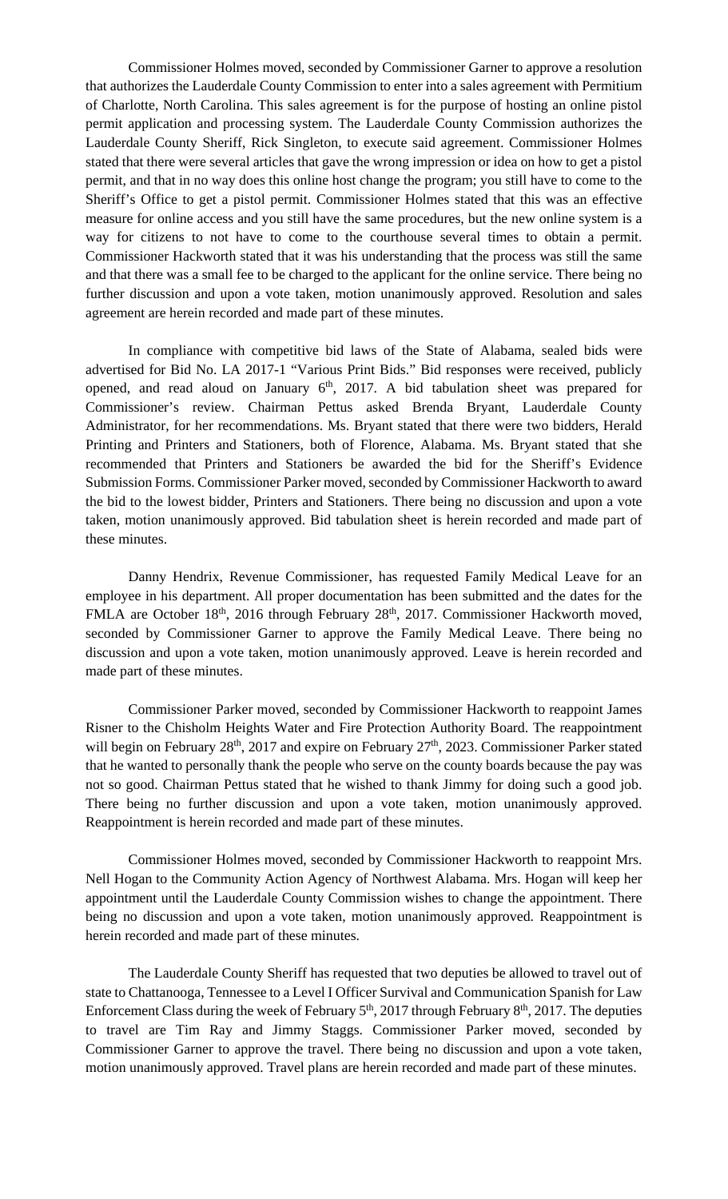Commissioner Holmes moved, seconded by Commissioner Garner to approve a resolution that authorizes the Lauderdale County Commission to enter into a sales agreement with Permitium of Charlotte, North Carolina. This sales agreement is for the purpose of hosting an online pistol permit application and processing system. The Lauderdale County Commission authorizes the Lauderdale County Sheriff, Rick Singleton, to execute said agreement. Commissioner Holmes stated that there were several articles that gave the wrong impression or idea on how to get a pistol permit, and that in no way does this online host change the program; you still have to come to the Sheriff's Office to get a pistol permit. Commissioner Holmes stated that this was an effective measure for online access and you still have the same procedures, but the new online system is a way for citizens to not have to come to the courthouse several times to obtain a permit. Commissioner Hackworth stated that it was his understanding that the process was still the same and that there was a small fee to be charged to the applicant for the online service. There being no further discussion and upon a vote taken, motion unanimously approved. Resolution and sales agreement are herein recorded and made part of these minutes.

In compliance with competitive bid laws of the State of Alabama, sealed bids were advertised for Bid No. LA 2017-1 "Various Print Bids." Bid responses were received, publicly opened, and read aloud on January 6th, 2017. A bid tabulation sheet was prepared for Commissioner's review. Chairman Pettus asked Brenda Bryant, Lauderdale County Administrator, for her recommendations. Ms. Bryant stated that there were two bidders, Herald Printing and Printers and Stationers, both of Florence, Alabama. Ms. Bryant stated that she recommended that Printers and Stationers be awarded the bid for the Sheriff's Evidence Submission Forms. Commissioner Parker moved, seconded by Commissioner Hackworth to award the bid to the lowest bidder, Printers and Stationers. There being no discussion and upon a vote taken, motion unanimously approved. Bid tabulation sheet is herein recorded and made part of these minutes.

Danny Hendrix, Revenue Commissioner, has requested Family Medical Leave for an employee in his department. All proper documentation has been submitted and the dates for the FMLA are October 18th, 2016 through February 28th, 2017. Commissioner Hackworth moved, seconded by Commissioner Garner to approve the Family Medical Leave. There being no discussion and upon a vote taken, motion unanimously approved. Leave is herein recorded and made part of these minutes.

Commissioner Parker moved, seconded by Commissioner Hackworth to reappoint James Risner to the Chisholm Heights Water and Fire Protection Authority Board. The reappointment will begin on February 28th, 2017 and expire on February 27th, 2023. Commissioner Parker stated that he wanted to personally thank the people who serve on the county boards because the pay was not so good. Chairman Pettus stated that he wished to thank Jimmy for doing such a good job. There being no further discussion and upon a vote taken, motion unanimously approved. Reappointment is herein recorded and made part of these minutes.

Commissioner Holmes moved, seconded by Commissioner Hackworth to reappoint Mrs. Nell Hogan to the Community Action Agency of Northwest Alabama. Mrs. Hogan will keep her appointment until the Lauderdale County Commission wishes to change the appointment. There being no discussion and upon a vote taken, motion unanimously approved. Reappointment is herein recorded and made part of these minutes.

The Lauderdale County Sheriff has requested that two deputies be allowed to travel out of state to Chattanooga, Tennessee to a Level I Officer Survival and Communication Spanish for Law Enforcement Class during the week of February 5th, 2017 through February 8th, 2017. The deputies to travel are Tim Ray and Jimmy Staggs. Commissioner Parker moved, seconded by Commissioner Garner to approve the travel. There being no discussion and upon a vote taken, motion unanimously approved. Travel plans are herein recorded and made part of these minutes.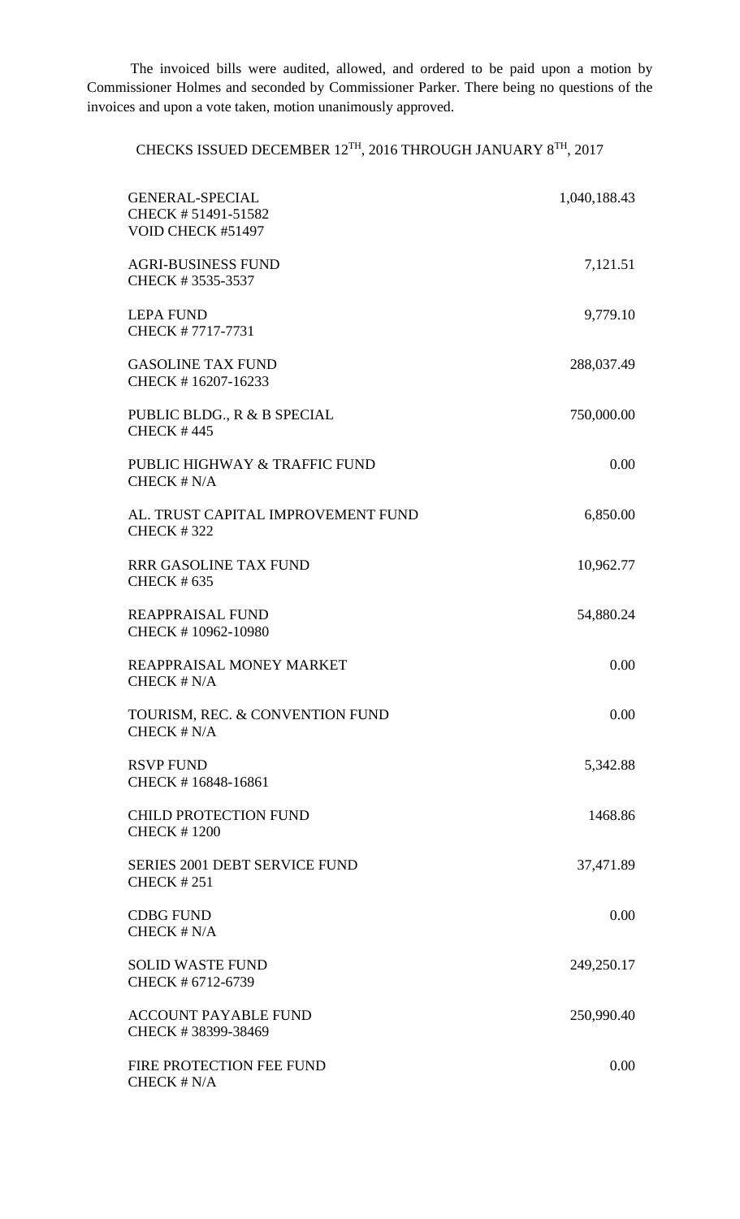The invoiced bills were audited, allowed, and ordered to be paid upon a motion by Commissioner Holmes and seconded by Commissioner Parker. There being no questions of the invoices and upon a vote taken, motion unanimously approved.

CHECKS ISSUED DECEMBER 12TH, 2016 THROUGH JANUARY 8TH, 2017

| Fund | Amount |
|---|---|
| GENERAL-SPECIAL<br>CHECK # 51491-51582<br>VOID CHECK #51497 | 1,040,188.43 |
| AGRI-BUSINESS FUND<br>CHECK # 3535-3537 | 7,121.51 |
| LEPA FUND<br>CHECK # 7717-7731 | 9,779.10 |
| GASOLINE TAX FUND<br>CHECK # 16207-16233 | 288,037.49 |
| PUBLIC BLDG., R & B SPECIAL<br>CHECK # 445 | 750,000.00 |
| PUBLIC HIGHWAY & TRAFFIC FUND<br>CHECK # N/A | 0.00 |
| AL. TRUST CAPITAL IMPROVEMENT FUND<br>CHECK # 322 | 6,850.00 |
| RRR GASOLINE TAX FUND<br>CHECK # 635 | 10,962.77 |
| REAPPRAISAL FUND<br>CHECK # 10962-10980 | 54,880.24 |
| REAPPRAISAL MONEY MARKET<br>CHECK # N/A | 0.00 |
| TOURISM, REC. & CONVENTION FUND<br>CHECK # N/A | 0.00 |
| RSVP FUND<br>CHECK # 16848-16861 | 5,342.88 |
| CHILD PROTECTION FUND<br>CHECK # 1200 | 1468.86 |
| SERIES 2001 DEBT SERVICE FUND<br>CHECK # 251 | 37,471.89 |
| CDBG FUND<br>CHECK # N/A | 0.00 |
| SOLID WASTE FUND<br>CHECK # 6712-6739 | 249,250.17 |
| ACCOUNT PAYABLE FUND<br>CHECK # 38399-38469 | 250,990.40 |
| FIRE PROTECTION FEE FUND<br>CHECK # N/A | 0.00 |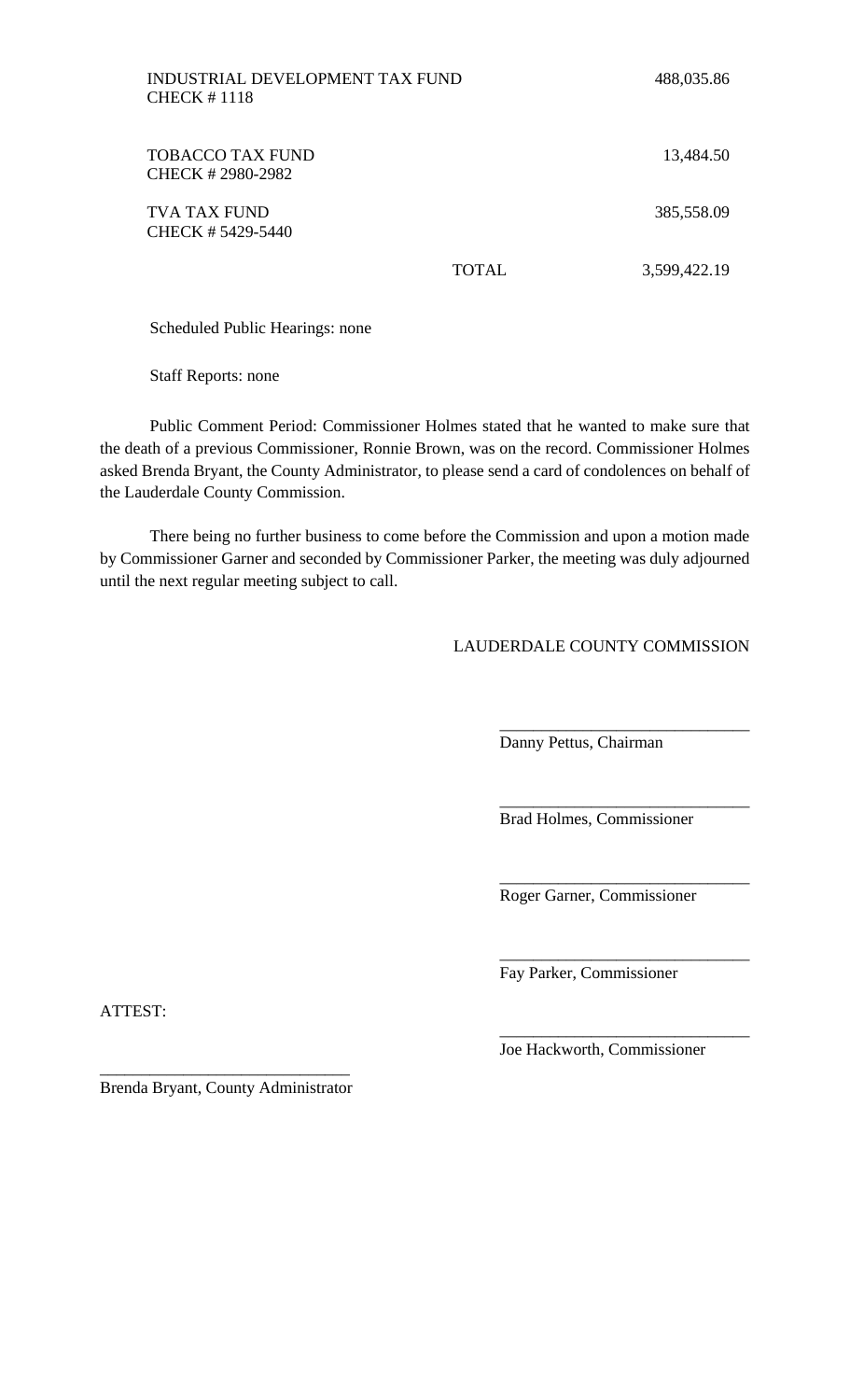| | | |
|---|---|---|
| INDUSTRIAL DEVELOPMENT TAX FUND<br>CHECK # 1118 | | 488,035.86 |
| TOBACCO TAX FUND<br>CHECK # 2980-2982 | | 13,484.50 |
| TVA TAX FUND<br>CHECK # 5429-5440 | | 385,558.09 |
| | TOTAL | 3,599,422.19 |

Scheduled Public Hearings: none

Staff Reports: none

Public Comment Period: Commissioner Holmes stated that he wanted to make sure that the death of a previous Commissioner, Ronnie Brown, was on the record. Commissioner Holmes asked Brenda Bryant, the County Administrator, to please send a card of condolences on behalf of the Lauderdale County Commission.

There being no further business to come before the Commission and upon a motion made by Commissioner Garner and seconded by Commissioner Parker, the meeting was duly adjourned until the next regular meeting subject to call.

LAUDERDALE COUNTY COMMISSION

______________________________
Danny Pettus, Chairman

______________________________
Brad Holmes, Commissioner

______________________________
Roger Garner, Commissioner

______________________________
Fay Parker, Commissioner

______________________________
Joe Hackworth, Commissioner

ATTEST:

______________________________
Brenda Bryant, County Administrator